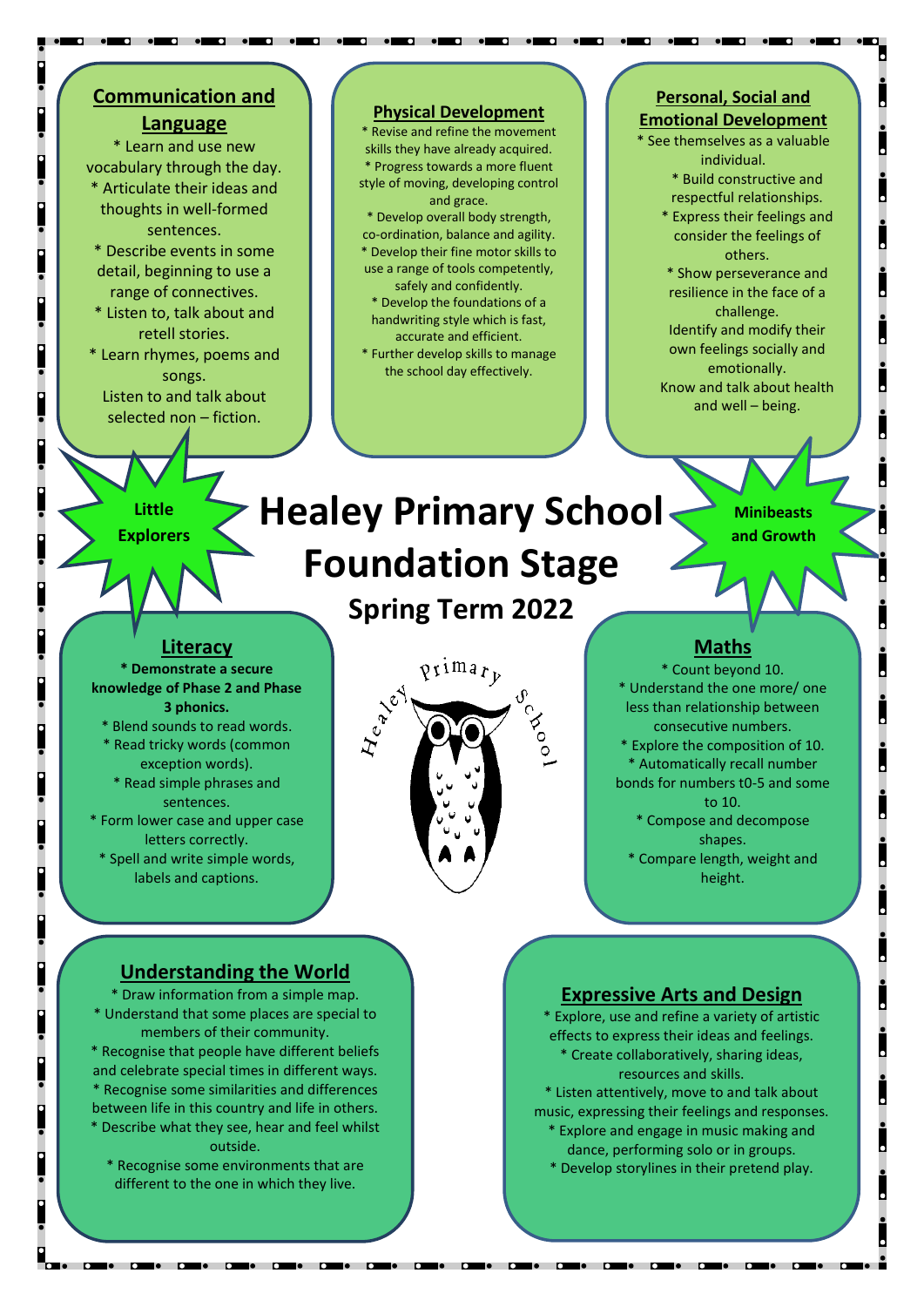# Healey Primary School Foundation Stage

## Spring Term 2022

**Little Explorers**

**Minibeasts and Growth**

### Communication and Language

* Learn and use new vocabulary through the day.
* Articulate their ideas and thoughts in well-formed sentences.
* Describe events in some detail, beginning to use a range of connectives.
* Listen to, talk about and retell stories.
* Learn rhymes, poems and songs.

Listen to and talk about selected non – fiction.

### Physical Development

* Revise and refine the movement skills they have already acquired.
* Progress towards a more fluent style of moving, developing control and grace.
* Develop overall body strength, co-ordination, balance and agility.
* Develop their fine motor skills to use a range of tools competently, safely and confidently.
* Develop the foundations of a handwriting style which is fast, accurate and efficient.
* Further develop skills to manage the school day effectively.

### Personal, Social and Emotional Development

* See themselves as a valuable individual.
* Build constructive and respectful relationships.
* Express their feelings and consider the feelings of others.
* Show perseverance and resilience in the face of a challenge.

Identify and modify their own feelings socially and emotionally.

Know and talk about health and well – being.

### Literacy

* **Demonstrate a secure knowledge of Phase 2 and Phase 3 phonics.**
* Blend sounds to read words.
* Read tricky words (common exception words).
* Read simple phrases and sentences.
* Form lower case and upper case letters correctly.
* Spell and write simple words, labels and captions.

### Maths

* Count beyond 10.
* Understand the one more/ one less than relationship between consecutive numbers.
* Explore the composition of 10.
* Automatically recall number bonds for numbers t0-5 and some to 10.
* Compose and decompose shapes.
* Compare length, weight and height.

### Understanding the World

* Draw information from a simple map.
* Understand that some places are special to members of their community.
* Recognise that people have different beliefs and celebrate special times in different ways.
* Recognise some similarities and differences between life in this country and life in others.
* Describe what they see, hear and feel whilst outside.
* Recognise some environments that are different to the one in which they live.

### Expressive Arts and Design

* Explore, use and refine a variety of artistic effects to express their ideas and feelings.
* Create collaboratively, sharing ideas, resources and skills.
* Listen attentively, move to and talk about music, expressing their feelings and responses.
* Explore and engage in music making and dance, performing solo or in groups.
* Develop storylines in their pretend play.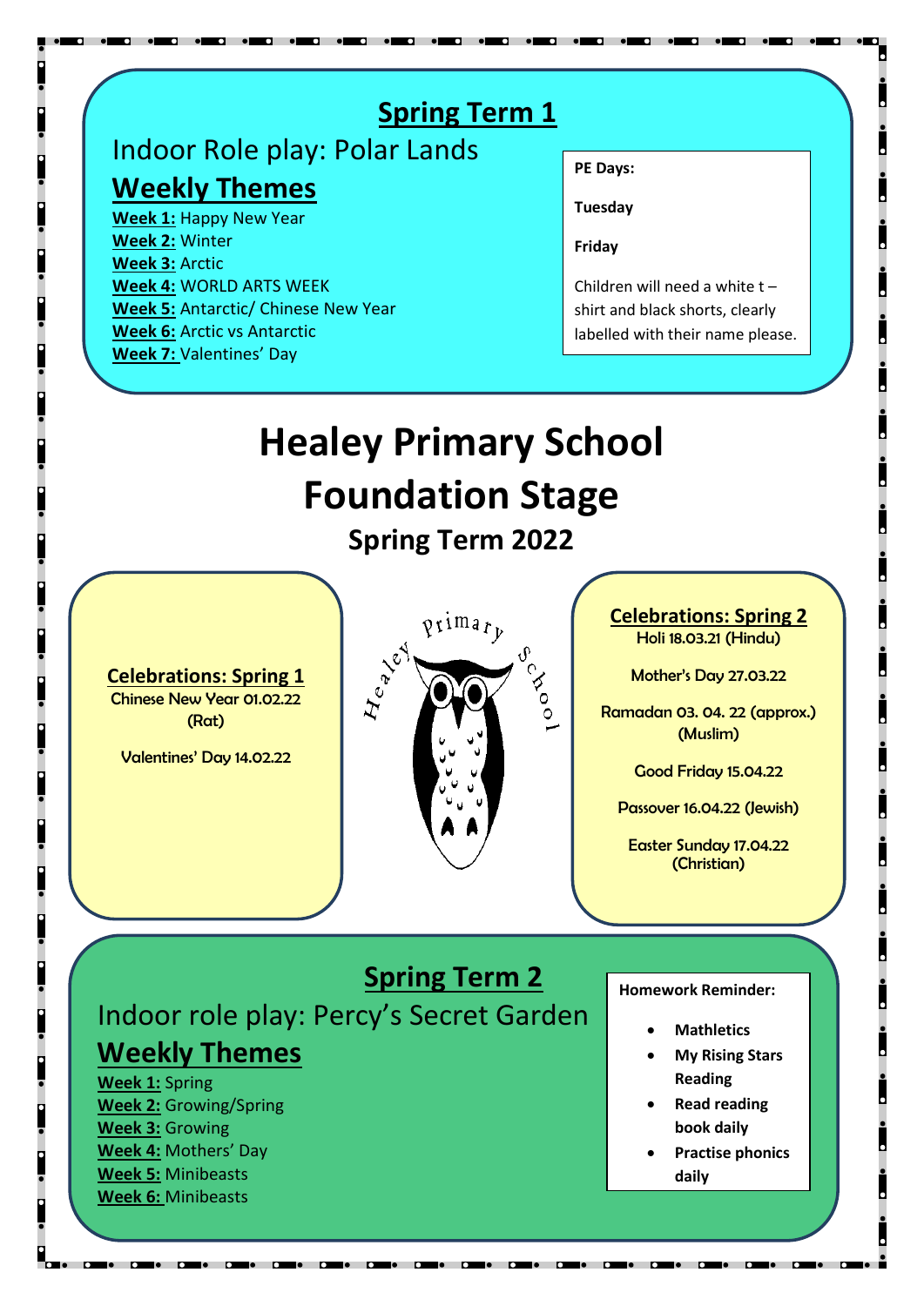## Spring Term 1

Indoor Role play: Polar Lands

## Weekly Themes

**Week 1:** Happy New Year
**Week 2:** Winter
**Week 3:** Arctic
**Week 4:** WORLD ARTS WEEK
**Week 5:** Antarctic/ Chinese New Year
**Week 6:** Arctic vs Antarctic
**Week 7:** Valentines' Day

**PE Days:**

**Tuesday**

**Friday**

Children will need a white t – shirt and black shorts, clearly labelled with their name please.

# Healey Primary School Foundation Stage

## Spring Term 2022

**Celebrations: Spring 1**

Chinese New Year 01.02.22 (Rat)

Valentines' Day 14.02.22

Healey Primary School

**Celebrations: Spring 2**

Holi 18.03.21 (Hindu)

Mother's Day 27.03.22

Ramadan 03. 04. 22 (approx.) (Muslim)

Good Friday 15.04.22

Passover 16.04.22 (Jewish)

Easter Sunday 17.04.22 (Christian)

## Spring Term 2

Indoor role play: Percy's Secret Garden

## Weekly Themes

**Week 1:** Spring
**Week 2:** Growing/Spring
**Week 3:** Growing
**Week 4:** Mothers' Day
**Week 5:** Minibeasts
**Week 6:** Minibeasts

**Homework Reminder:**

- **Mathletics**
- **My Rising Stars Reading**
- **Read reading book daily**
- **Practise phonics daily**